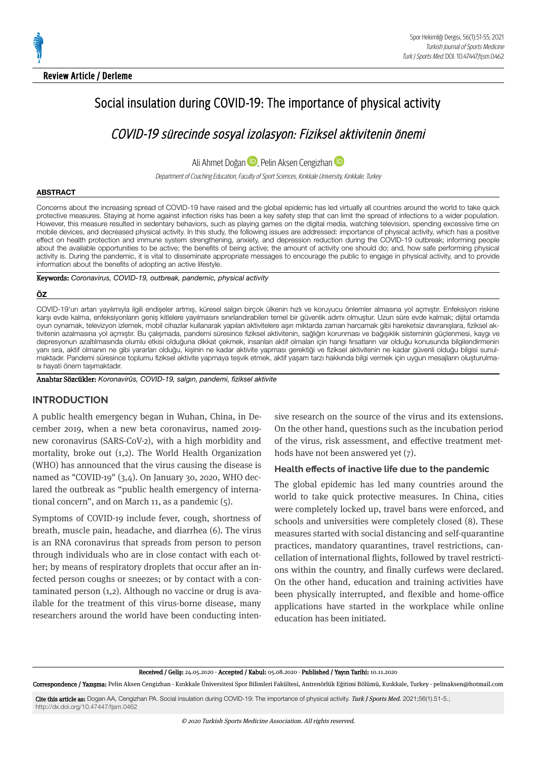**Review Article / Derleme**

# Social insulation during COVID-19: The importance of physical activity

## *COVID-19 sürecinde sosyal izolasyon: Fiziksel aktivitenin önemi*

Ali Ahmet Doğan, Pelin Aksen Cengizhan

*Department of Coaching Education, Faculty of Sport Sciences, Kırıkkale University, Kırıkkale, Turkey*

### ABSTRACT

Concerns about the increasing spread of COVID-19 have raised and the global epidemic has led virtually all countries around the world to take quick protective measures. Staying at home against infection risks has been a key safety step that can limit the spread of infections to a wider population. However, this measure resulted in sedentary behaviors, such as playing games on the digital media, watching television, spending excessive time on mobile devices, and decreased physical activity. In this study, the following issues are addressed: importance of physical activity, which has a positive effect on health protection and immune system strengthening, anxiety, and depression reduction during the COVID-19 outbreak; informing people about the available opportunities to be active; the benefits of being active; the amount of activity one should do; and, how safe performing physical activity is. During the pandemic, it is vital to disseminate appropriate messages to encourage the public to engage in physical activity, and to provide information about the benefits of adopting an active lifestyle.

**Keywords:** *Coronavirus, COVID-19, outbreak, pandemic, physical activity*

### ÖZ

COVID-19'un artan yayılımıyla ilgili endişeler artmış, küresel salgın birçok ülkenin hızlı ve koruyucu önlemler almasına yol açmıştır. Enfeksiyon riskine karşı evde kalma, enfeksiyonların geniş kitlelere yayılmasını sınırlandırabilen temel bir güvenlik adımı olmuştur. Uzun süre evde kalmak; dijital ortamda oyun oynamak, televizyon izlemek, mobil cihazlar kullanarak yapılan aktivitelere aşırı miktarda zaman harcamak gibi hareketsiz davranışlara, fiziksel aktivitenin azalmasına yol açmıştır. Bu çalışmada, pandemi süresince fiziksel aktivitenin, sağlığın korunması ve bağışıklık sisteminin güçlenmesi, kaygı ve depresyonun azaltılmasında olumlu etkisi olduğuna dikkat çekmek, insanları aktif olmaları için hangi fırsatların var olduğu konusunda bilgilendirmenin yanı sıra, aktif olmanın ne gibi yararları olduğu, kişinin ne kadar aktivite yapması gerektiği ve fiziksel aktivitenin ne kadar güvenli olduğu bilgisi sunulmaktadır. Pandemi süresince toplumu fiziksel aktivite yapmaya teşvik etmek, aktif yaşam tarzı hakkında bilgi vermek için uygun mesajların oluşturulması hayati önem taşımaktadır.

**Anahtar Sözcükler:** *Koronavirüs, COVID-19, salgın, pandemi, fiziksel aktivite*

## INTRODUCTION

A public health emergency began in Wuhan, China, in December 2019, when a new beta coronavirus, named 2019-new coronavirus (SARS-CoV-2), with a high morbidity and mortality, broke out (1,2). The World Health Organization (WHO) has announced that the virus causing the disease is named as "COVID-19" (3,4). On January 30, 2020, WHO declared the outbreak as "public health emergency of international concern", and on March 11, as a pandemic (5).

Symptoms of COVID-19 include fever, cough, shortness of breath, muscle pain, headache, and diarrhea (6). The virus is an RNA coronavirus that spreads from person to person through individuals who are in close contact with each other; by means of respiratory droplets that occur after an infected person coughs or sneezes; or by contact with a contaminated person (1,2). Although no vaccine or drug is available for the treatment of this virus-borne disease, many researchers around the world have been conducting intensive research on the source of the virus and its extensions. On the other hand, questions such as the incubation period of the virus, risk assessment, and effective treatment methods have not been answered yet (7).

### Health effects of inactive life due to the pandemic

The global epidemic has led many countries around the world to take quick protective measures. In China, cities were completely locked up, travel bans were enforced, and schools and universities were completely closed (8). These measures started with social distancing and self-quarantine practices, mandatory quarantines, travel restrictions, cancellation of international flights, followed by travel restrictions within the country, and finally curfews were declared. On the other hand, education and training activities have been physically interrupted, and flexible and home-office applications have started in the workplace while online education has been initiated.

**Received / Geliş:** 24.05.2020 · **Accepted / Kabul:** 05.08.2020 · **Published / Yayın Tarihi:** 10.11.2020

**Correspondence / Yazışma:** Pelin Aksen Cengizhan · Kırıkkale Üniversitesi Spor Bilimleri Fakültesi, Antrenörlük Eğitimi Bölümü, Kırıkkale, Turkey · pelinaksen@hotmail.com

**Cite this article as:** Dogan AA, Cengizhan PA. Social insulation during COVID-19: The importance of physical activity. *Turk J Sports Med*. 2021;56(1).51-5.; http://dx.doi.org/10.47447/tjsm.0462

*© 2020 Turkish Sports Medicine Association. All rights reserved.*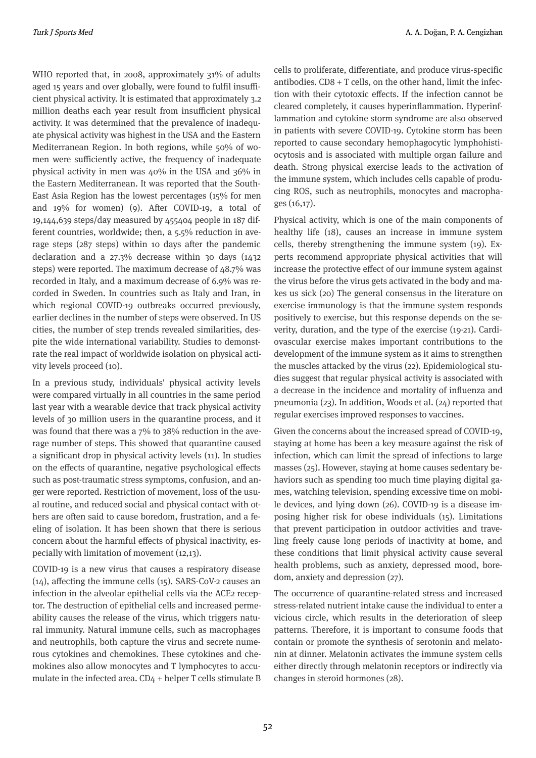WHO reported that, in 2008, approximately 31% of adults aged 15 years and over globally, were found to fulfil insufficient physical activity. It is estimated that approximately 3.2 million deaths each year result from insufficient physical activity. It was determined that the prevalence of inadequate physical activity was highest in the USA and the Eastern Mediterranean Region. In both regions, while 50% of women were sufficiently active, the frequency of inadequate physical activity in men was 40% in the USA and 36% in the Eastern Mediterranean. It was reported that the South-East Asia Region has the lowest percentages (15% for men and 19% for women) (9). After COVID-19, a total of 19,144,639 steps/day measured by 455404 people in 187 different countries, worldwide; then, a 5.5% reduction in average steps (287 steps) within 10 days after the pandemic declaration and a 27.3% decrease within 30 days (1432 steps) were reported. The maximum decrease of 48.7% was recorded in Italy, and a maximum decrease of 6.9% was recorded in Sweden. In countries such as Italy and Iran, in which regional COVID-19 outbreaks occurred previously, earlier declines in the number of steps were observed. In US cities, the number of step trends revealed similarities, despite the wide international variability. Studies to demonstrate the real impact of worldwide isolation on physical activity levels proceed (10).

In a previous study, individuals' physical activity levels were compared virtually in all countries in the same period last year with a wearable device that track physical activity levels of 30 million users in the quarantine process, and it was found that there was a 7% to 38% reduction in the average number of steps. This showed that quarantine caused a significant drop in physical activity levels (11). In studies on the effects of quarantine, negative psychological effects such as post-traumatic stress symptoms, confusion, and anger were reported. Restriction of movement, loss of the usual routine, and reduced social and physical contact with others are often said to cause boredom, frustration, and a feeling of isolation. It has been shown that there is serious concern about the harmful effects of physical inactivity, especially with limitation of movement (12,13).

COVID-19 is a new virus that causes a respiratory disease (14), affecting the immune cells (15). SARS-CoV-2 causes an infection in the alveolar epithelial cells via the ACE2 receptor. The destruction of epithelial cells and increased permeability causes the release of the virus, which triggers natural immunity. Natural immune cells, such as macrophages and neutrophils, both capture the virus and secrete numerous cytokines and chemokines. These cytokines and chemokines also allow monocytes and T lymphocytes to accumulate in the infected area. CD4 + helper T cells stimulate B cells to proliferate, differentiate, and produce virus-specific antibodies. CD8 + T cells, on the other hand, limit the infection with their cytotoxic effects. If the infection cannot be cleared completely, it causes hyperinflammation. Hyperinflammation and cytokine storm syndrome are also observed in patients with severe COVID-19. Cytokine storm has been reported to cause secondary hemophagocytic lymphohistiocytosis and is associated with multiple organ failure and death. Strong physical exercise leads to the activation of the immune system, which includes cells capable of producing ROS, such as neutrophils, monocytes and macrophages (16,17).

Physical activity, which is one of the main components of healthy life (18), causes an increase in immune system cells, thereby strengthening the immune system (19). Experts recommend appropriate physical activities that will increase the protective effect of our immune system against the virus before the virus gets activated in the body and makes us sick (20) The general consensus in the literature on exercise immunology is that the immune system responds positively to exercise, but this response depends on the severity, duration, and the type of the exercise (19-21). Cardiovascular exercise makes important contributions to the development of the immune system as it aims to strengthen the muscles attacked by the virus (22). Epidemiological studies suggest that regular physical activity is associated with a decrease in the incidence and mortality of influenza and pneumonia (23). In addition, Woods et al. (24) reported that regular exercises improved responses to vaccines.

Given the concerns about the increased spread of COVID-19, staying at home has been a key measure against the risk of infection, which can limit the spread of infections to large masses (25). However, staying at home causes sedentary behaviors such as spending too much time playing digital games, watching television, spending excessive time on mobile devices, and lying down (26). COVID-19 is a disease imposing higher risk for obese individuals (15). Limitations that prevent participation in outdoor activities and traveling freely cause long periods of inactivity at home, and these conditions that limit physical activity cause several health problems, such as anxiety, depressed mood, boredom, anxiety and depression (27).

The occurrence of quarantine-related stress and increased stress-related nutrient intake cause the individual to enter a vicious circle, which results in the deterioration of sleep patterns. Therefore, it is important to consume foods that contain or promote the synthesis of serotonin and melatonin at dinner. Melatonin activates the immune system cells either directly through melatonin receptors or indirectly via changes in steroid hormones (28).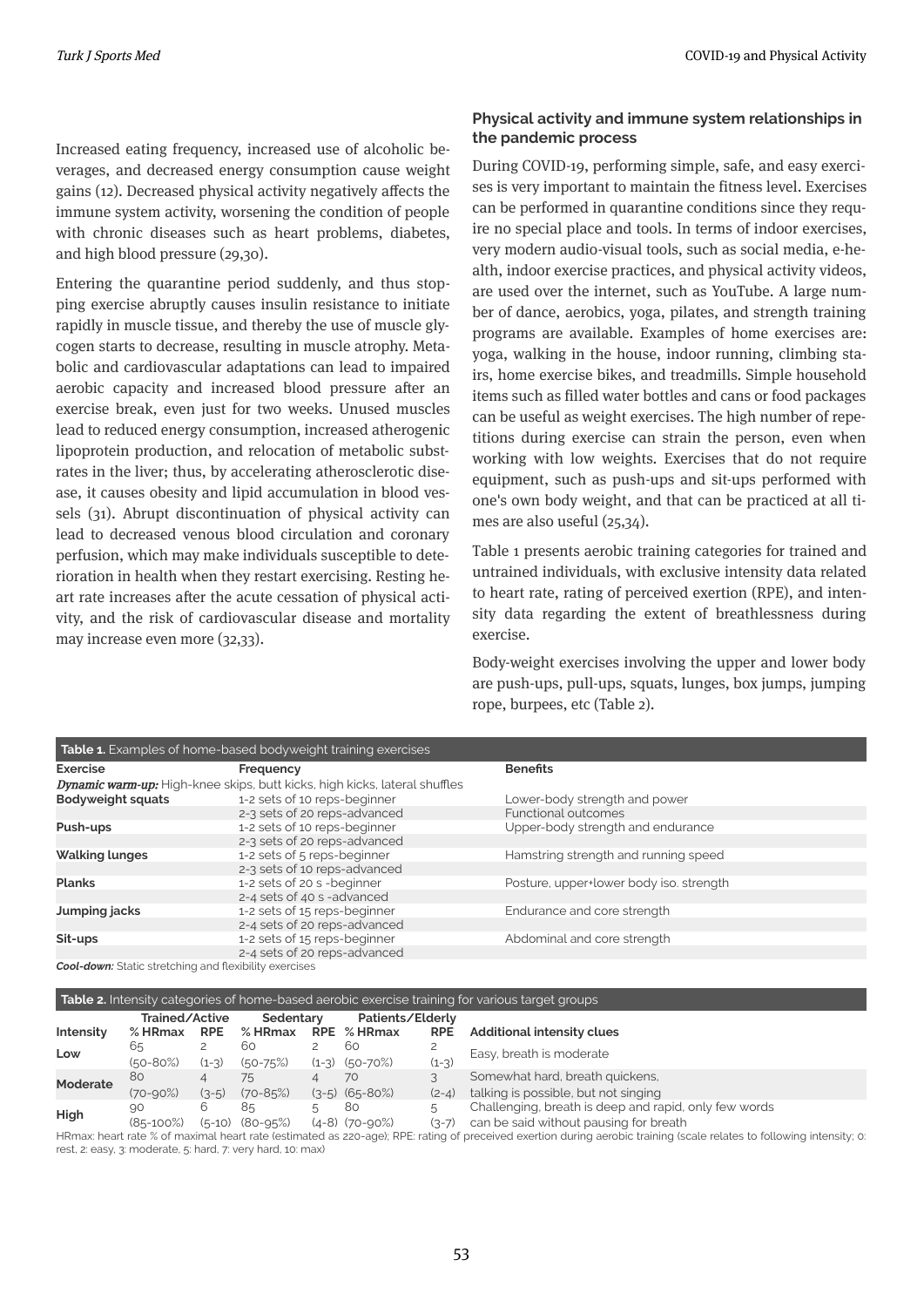Increased eating frequency, increased use of alcoholic beverages, and decreased energy consumption cause weight gains (12). Decreased physical activity negatively affects the immune system activity, worsening the condition of people with chronic diseases such as heart problems, diabetes, and high blood pressure (29,30).

Entering the quarantine period suddenly, and thus stopping exercise abruptly causes insulin resistance to initiate rapidly in muscle tissue, and thereby the use of muscle glycogen starts to decrease, resulting in muscle atrophy. Metabolic and cardiovascular adaptations can lead to impaired aerobic capacity and increased blood pressure after an exercise break, even just for two weeks. Unused muscles lead to reduced energy consumption, increased atherogenic lipoprotein production, and relocation of metabolic substrates in the liver; thus, by accelerating atherosclerotic disease, it causes obesity and lipid accumulation in blood vessels (31). Abrupt discontinuation of physical activity can lead to decreased venous blood circulation and coronary perfusion, which may make individuals susceptible to deterioration in health when they restart exercising. Resting heart rate increases after the acute cessation of physical activity, and the risk of cardiovascular disease and mortality may increase even more (32,33).

## Physical activity and immune system relationships in the pandemic process

During COVID-19, performing simple, safe, and easy exercises is very important to maintain the fitness level. Exercises can be performed in quarantine conditions since they require no special place and tools. In terms of indoor exercises, very modern audio-visual tools, such as social media, e-health, indoor exercise practices, and physical activity videos, are used over the internet, such as YouTube. A large number of dance, aerobics, yoga, pilates, and strength training programs are available. Examples of home exercises are: yoga, walking in the house, indoor running, climbing stairs, home exercise bikes, and treadmills. Simple household items such as filled water bottles and cans or food packages can be useful as weight exercises. The high number of repetitions during exercise can strain the person, even when working with low weights. Exercises that do not require equipment, such as push-ups and sit-ups performed with one's own body weight, and that can be practiced at all times are also useful (25,34).

Table 1 presents aerobic training categories for trained and untrained individuals, with exclusive intensity data related to heart rate, rating of perceived exertion (RPE), and intensity data regarding the extent of breathlessness during exercise.

Body-weight exercises involving the upper and lower body are push-ups, pull-ups, squats, lunges, box jumps, jumping rope, burpees, etc (Table 2).

**Table 1.** Examples of home-based bodyweight training exercises

| Exercise | Frequency | Benefits |
|---|---|---|
| ***Dynamic warm-up:*** High-knee skips, butt kicks, high kicks, lateral shuffles | | |
| **Bodyweight squats** | 1-2 sets of 10 reps-beginner | Lower-body strength and power |
| | 2-3 sets of 20 reps-advanced | Functional outcomes |
| **Push-ups** | 1-2 sets of 10 reps-beginner | Upper-body strength and endurance |
| | 2-3 sets of 20 reps-advanced | |
| **Walking lunges** | 1-2 sets of 5 reps-beginner | Hamstring strength and running speed |
| | 2-3 sets of 10 reps-advanced | |
| **Planks** | 1-2 sets of 20 s -beginner | Posture, upper+lower body iso. strength |
| | 2-4 sets of 40 s -advanced | |
| **Jumping jacks** | 1-2 sets of 15 reps-beginner | Endurance and core strength |
| | 2-4 sets of 20 reps-advanced | |
| **Sit-ups** | 1-2 sets of 15 reps-beginner | Abdominal and core strength |
| | 2-4 sets of 20 reps-advanced | |

***Cool-down:*** Static stretching and flexibility exercises

**Table 2.** Intensity categories of home-based aerobic exercise training for various target groups

| | Trained/Active | | Sedentary | | Patients/Elderly | | |
|---|---|---|---|---|---|---|---|
| **Intensity** | **% HRmax** | **RPE** | **% HRmax** | **RPE** | **% HRmax** | **RPE** | **Additional intensity clues** |
| **Low** | 65 (50-80%) | 2 (1-3) | 60 (50-75%) | 2 (1-3) | 60 (50-70%) | 2 (1-3) | Easy, breath is moderate |
| **Moderate** | 80 (70-90%) | 4 (3-5) | 75 (70-85%) | 4 (3-5) | 70 (65-80%) | 3 (2-4) | Somewhat hard, breath quickens, talking is possible, but not singing |
| **High** | 90 (85-100%) | 6 (5-10) | 85 (80-95%) | 5 (4-8) | 80 (70-90%) | 5 (3-7) | Challenging, breath is deep and rapid, only few words can be said without pausing for breath |

HRmax: heart rate % of maximal heart rate (estimated as 220-age); RPE: rating of preceived exertion during aerobic training (scale relates to following intensity; 0: rest, 2: easy, 3: moderate, 5: hard, 7: very hard, 10: max)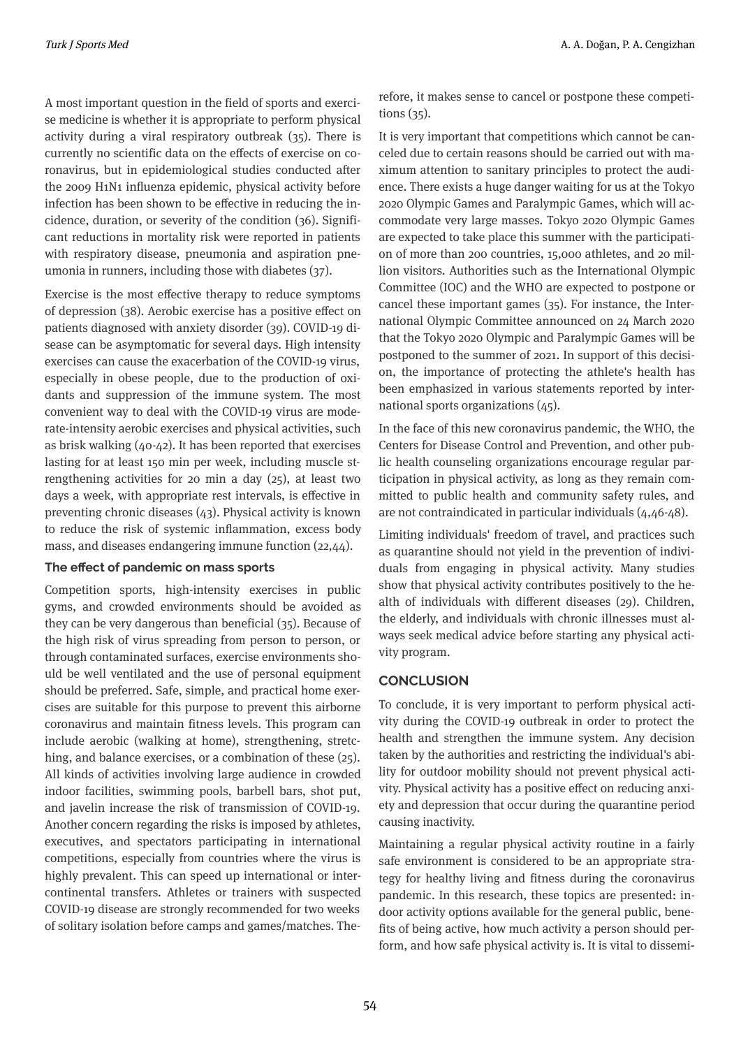A most important question in the field of sports and exercise medicine is whether it is appropriate to perform physical activity during a viral respiratory outbreak (35). There is currently no scientific data on the effects of exercise on coronavirus, but in epidemiological studies conducted after the 2009 H1N1 influenza epidemic, physical activity before infection has been shown to be effective in reducing the incidence, duration, or severity of the condition (36). Significant reductions in mortality risk were reported in patients with respiratory disease, pneumonia and aspiration pneumonia in runners, including those with diabetes (37).

Exercise is the most effective therapy to reduce symptoms of depression (38). Aerobic exercise has a positive effect on patients diagnosed with anxiety disorder (39). COVID-19 disease can be asymptomatic for several days. High intensity exercises can cause the exacerbation of the COVID-19 virus, especially in obese people, due to the production of oxidants and suppression of the immune system. The most convenient way to deal with the COVID-19 virus are moderate-intensity aerobic exercises and physical activities, such as brisk walking (40-42). It has been reported that exercises lasting for at least 150 min per week, including muscle strengthening activities for 20 min a day (25), at least two days a week, with appropriate rest intervals, is effective in preventing chronic diseases (43). Physical activity is known to reduce the risk of systemic inflammation, excess body mass, and diseases endangering immune function (22,44).

### The effect of pandemic on mass sports

Competition sports, high-intensity exercises in public gyms, and crowded environments should be avoided as they can be very dangerous than beneficial (35). Because of the high risk of virus spreading from person to person, or through contaminated surfaces, exercise environments should be well ventilated and the use of personal equipment should be preferred. Safe, simple, and practical home exercises are suitable for this purpose to prevent this airborne coronavirus and maintain fitness levels. This program can include aerobic (walking at home), strengthening, stretching, and balance exercises, or a combination of these (25). All kinds of activities involving large audience in crowded indoor facilities, swimming pools, barbell bars, shot put, and javelin increase the risk of transmission of COVID-19. Another concern regarding the risks is imposed by athletes, executives, and spectators participating in international competitions, especially from countries where the virus is highly prevalent. This can speed up international or intercontinental transfers. Athletes or trainers with suspected COVID-19 disease are strongly recommended for two weeks of solitary isolation before camps and games/matches. Therefore, it makes sense to cancel or postpone these competitions (35).

It is very important that competitions which cannot be canceled due to certain reasons should be carried out with maximum attention to sanitary principles to protect the audience. There exists a huge danger waiting for us at the Tokyo 2020 Olympic Games and Paralympic Games, which will accommodate very large masses. Tokyo 2020 Olympic Games are expected to take place this summer with the participation of more than 200 countries, 15,000 athletes, and 20 million visitors. Authorities such as the International Olympic Committee (IOC) and the WHO are expected to postpone or cancel these important games (35). For instance, the International Olympic Committee announced on 24 March 2020 that the Tokyo 2020 Olympic and Paralympic Games will be postponed to the summer of 2021. In support of this decision, the importance of protecting the athlete's health has been emphasized in various statements reported by international sports organizations (45).

In the face of this new coronavirus pandemic, the WHO, the Centers for Disease Control and Prevention, and other public health counseling organizations encourage regular participation in physical activity, as long as they remain committed to public health and community safety rules, and are not contraindicated in particular individuals (4,46-48).

Limiting individuals' freedom of travel, and practices such as quarantine should not yield in the prevention of individuals from engaging in physical activity. Many studies show that physical activity contributes positively to the health of individuals with different diseases (29). Children, the elderly, and individuals with chronic illnesses must always seek medical advice before starting any physical activity program.

## CONCLUSION

To conclude, it is very important to perform physical activity during the COVID-19 outbreak in order to protect the health and strengthen the immune system. Any decision taken by the authorities and restricting the individual's ability for outdoor mobility should not prevent physical activity. Physical activity has a positive effect on reducing anxiety and depression that occur during the quarantine period causing inactivity.

Maintaining a regular physical activity routine in a fairly safe environment is considered to be an appropriate strategy for healthy living and fitness during the coronavirus pandemic. In this research, these topics are presented: indoor activity options available for the general public, benefits of being active, how much activity a person should perform, and how safe physical activity is. It is vital to dissemi-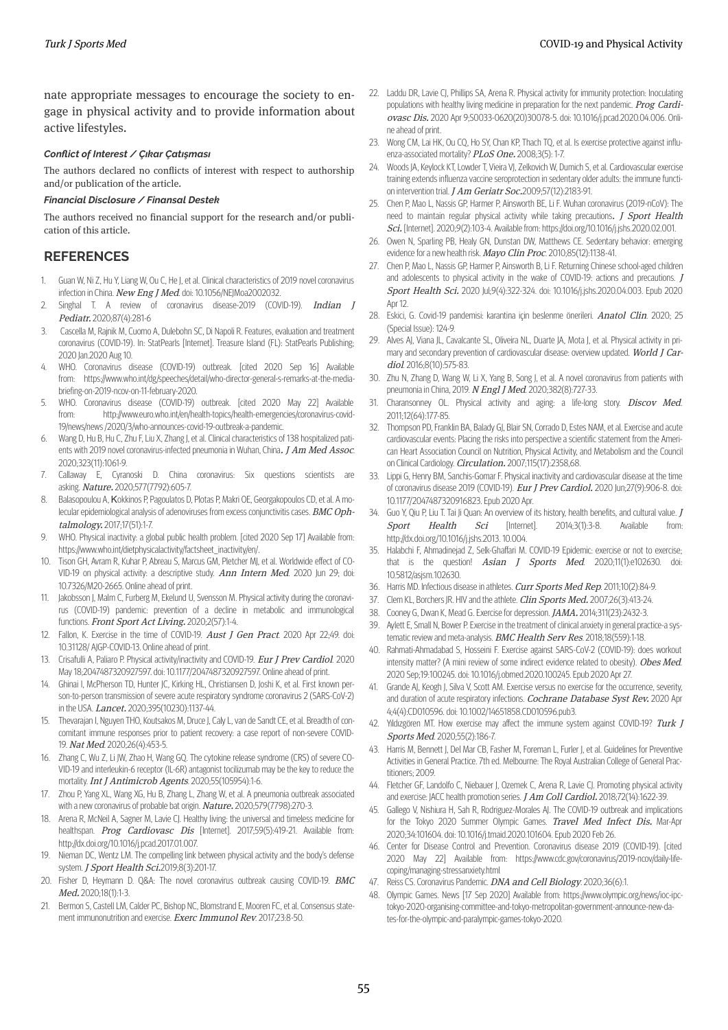nate appropriate messages to encourage the society to engage in physical activity and to provide information about active lifestyles.

#### *Conflict of Interest / Çıkar Çatışması*

The authors declared no conflicts of interest with respect to authorship and/or publication of the article.

#### *Financial Disclosure / Finansal Destek*

The authors received no financial support for the research and/or publication of this article.

## REFERENCES

1. Guan W, Ni Z, Hu Y, Liang W, Ou C, He J, et al. Clinical characteristics of 2019 novel coronavirus infection in China. *New Eng J Med*. doi: 10.1056/NEJMoa2002032.
2. Singhal T. A review of coronavirus disease-2019 (COVID-19). *Indian J Pediatr.* 2020;87(4):281-6
3. Cascella M, Rajnik M, Cuomo A, Dulebohn SC, Di Napoli R. Features, evaluation and treatment coronavirus (COVID-19). In: StatPearls [Internet]. Treasure Island (FL): StatPearls Publishing; 2020 Jan.2020 Aug 10.
4. WHO. Coronavirus disease (COVID-19) outbreak. [cited 2020 Sep 16] Available from: https://www.who.int/dg/speeches/detail/who-director-general-s-remarks-at-the-media-briefing-on-2019-ncov-on-11-february-2020.
5. WHO. Coronavirus disease (COVID-19) outbreak. [cited 2020 May 22] Available from: http://www.euro.who.int/en/health-topics/health-emergencies/coronavirus-covid-19/news/news /2020/3/who-announces-covid-19-outbreak-a-pandemic.
6. Wang D, Hu B, Hu C, Zhu F, Liu X, Zhang J, et al. Clinical characteristics of 138 hospitalized patients with 2019 novel coronavirus-infected pneumonia in Wuhan, China. *J Am Med Assoc*. 2020;323(11):1061-9.
7. Callaway E, Cyranoski D. China coronavirus: Six questions scientists are asking. *Nature.* 2020;577(7792):605-7.
8. Balasopoulou A, Kokkinos P, Pagoulatos D, Plotas P, Makri OE, Georgakopoulos CD, et al. A molecular epidemiological analysis of adenoviruses from excess conjunctivitis cases. *BMC Ophtalmology.* 2017;17(51):1-7.
9. WHO. Physical inactivity: a global public health problem. [cited 2020 Sep 17] Available from: https://www.who.int/dietphysicalactivity/factsheet_inactivity/en/.
10. Tison GH, Avram R, Kuhar P, Abreau S, Marcus GM, Pletcher MJ, et al. Worldwide effect of COVID-19 on physical activity: a descriptive study. *Ann Intern Med*. 2020 Jun 29; doi: 10.7326/M20-2665. Online ahead of print.
11. Jakobsson J, Malm C, Furberg M, Ekelund U, Svensson M. Physical activity during the coronavirus (COVID-19) pandemic: prevention of a decline in metabolic and immunological functions. *Front Sport Act Living.* 2020;2(57):1-4.
12. Fallon, K. Exercise in the time of COVID-19. *Aust J Gen Pract*. 2020 Apr 22;49. doi: 10.31128/ AJGP-COVID-13. Online ahead of print.
13. Crisafulli A, Paliaro P. Physical activity/inactivity and COVID-19. *Eur J Prev Cardiol*. 2020 May 18;2047487320927597. doi: 10.1177/2047487320927597. Online ahead of print.
14. Ghinai I, McPherson TD, Hunter JC, Kirking HL, Christiansen D, Joshi K, et al. First known person-to-person transmission of severe acute respiratory syndrome coronavirus 2 (SARS-CoV-2) in the USA. *Lancet.* 2020;395(10230):1137-44.
15. Thevarajan I, Nguyen THO, Koutsakos M, Druce J, Caly L, van de Sandt CE, et al. Breadth of concomitant immune responses prior to patient recovery: a case report of non-severe COVID-19. *Nat Med*. 2020;26(4):453-5.
16. Zhang C, Wu Z, Li JW, Zhao H, Wang GQ. The cytokine release syndrome (CRS) of severe COVID-19 and interleukin-6 receptor (IL-6R) antagonist tocilizumab may be the key to reduce the mortality. *Int J Antimicrob Agents*. 2020;55(105954):1-6.
17. Zhou P, Yang XL, Wang XG, Hu B, Zhang L, Zhang W, et al. A pneumonia outbreak associated with a new coronavirus of probable bat origin. *Nature.* 2020;579(7798):270-3.
18. Arena R, McNeil A, Sagner M, Lavie CJ. Healthy living: the universal and timeless medicine for healthspan. *Prog Cardiovasc Dis* [Internet]. 2017;59(5):419-21. Available from: http://dx.doi.org/10.1016/j.pcad.2017.01.007.
19. Nieman DC, Wentz LM. The compelling link between physical activity and the body's defense system. *J Sport Health Sci.* 2019;8(3):201-17.
20. Fisher D, Heymann D. Q&A: The novel coronavirus outbreak causing COVID-19. *BMC Med.* 2020;18(1):1-3.
21. Bermon S, Castell LM, Calder PC, Bishop NC, Blomstrand E, Mooren FC, et al. Consensus statement immunonutrition and exercise. *Exerc Immunol Rev*. 2017;23:8-50.
22. Laddu DR, Lavie CJ, Phillips SA, Arena R. Physical activity for immunity protection: Inoculating populations with healthy living medicine in preparation for the next pandemic. *Prog Cardiovasc Dis.* 2020 Apr 9;S0033-0620(20)30078-5. doi: 10.1016/j.pcad.2020.04.006. Online ahead of print.
23. Wong CM, Lai HK, Ou CQ, Ho SY, Chan KP, Thach TQ, et al. Is exercise protective against influenza-associated mortality? *PLoS One.* 2008;3(5): 1-7.
24. Woods JA, Keylock KT, Lowder T, Vieira VJ, Zelkovich W, Dumich S, et al. Cardiovascular exercise training extends influenza vaccine seroprotection in sedentary older adults: the immune function intervention trial. *J Am Geriatr Soc.* 2009;57(12):2183-91.
25. Chen P, Mao L, Nassis GP, Harmer P, Ainsworth BE, Li F. Wuhan coronavirus (2019-nCoV): The need to maintain regular physical activity while taking precautions. *J Sport Health Sci.* [Internet]. 2020;9(2):103-4. Available from: https://doi.org/10.1016/j.jshs.2020.02.001.
26. Owen N, Sparling PB, Healy GN, Dunstan DW, Matthews CE. Sedentary behavior: emerging evidence for a new health risk. *Mayo Clin Proc*. 2010;85(12):1138-41.
27. Chen P, Mao L, Nassis GP, Harmer P, Ainsworth B, Li F. Returning Chinese school-aged children and adolescents to physical activity in the wake of COVID-19: actions and precautions. *J Sport Health Sci.* 2020 Jul;9(4):322-324. doi: 10.1016/j.jshs.2020.04.003. Epub 2020 Apr 12.
28. Eskici, G. Covid-19 pandemisi: karantina için beslenme önerileri. *Anatol Clin*. 2020; 25 (Special Issue): 124-9.
29. Alves AJ, Viana JL, Cavalcante SL, Oliveira NL, Duarte JA, Mota J, et al. Physical activity in primary and secondary prevention of cardiovascular disease: overview updated. *World J Cardiol*. 2016;8(10):575-83.
30. Zhu N, Zhang D, Wang W, Li X, Yang B, Song J, et al. A novel coronavirus from patients with pneumonia in China, 2019. *N Engl J Med*. 2020;382(8):727-33.
31. Charansonney OL. Physical activity and aging: a life-long story. *Discov Med*. 2011;12(64):177-85.
32. Thompson PD, Franklin BA, Balady GJ, Blair SN, Corrado D, Estes NAM, et al. Exercise and acute cardiovascular events: Placing the risks into perspective a scientific statement from the American Heart Association Council on Nutrition, Physical Activity, and Metabolism and the Council on Clinical Cardiology. *Circulation.* 2007;115(17):2358,68.
33. Lippi G, Henry BM, Sanchis-Gomar F. Physical inactivity and cardiovascular disease at the time of coronavirus disease 2019 (COVID-19). *Eur J Prev Cardiol.* 2020 Jun;27(9):906-8. doi: 10.1177/2047487320916823. Epub 2020 Apr.
34. Guo Y, Qiu P, Liu T. Tai Ji Quan: An overview of its history, health benefits, and cultural value. *J Sport Health Sci* [Internet]. 2014;3(1):3-8. Available from: http://dx.doi.org/10.1016/j.jshs.2013. 10.004.
35. Halabchi F, Ahmadinejad Z, Selk-Ghaffari M. COVID-19 Epidemic: exercise or not to exercise; that is the question! *Asian J Sports Med*. 2020;11(1):e102630. doi: 10.5812/asjsm.102630.
36. Harris MD. Infectious disease in athletes. *Curr Sports Med Rep*. 2011;10(2):84-9.
37. Clem KL, Borchers JR. HIV and the athlete. *Clin Sports Med.* 2007;26(3):413-24.
38. Cooney G, Dwan K, Mead G. Exercise for depression. *JAMA.* 2014;311(23):2432-3.
39. Aylett E, Small N, Bower P. Exercise in the treatment of clinical anxiety in general practice-a systematic review and meta-analysis. *BMC Health Serv Res*. 2018;18(559):1-18.
40. Rahmati-Ahmadabad S, Hosseini F. Exercise against SARS-CoV-2 (COVID-19): does workout intensity matter? (A mini review of some indirect evidence related to obesity). *Obes Med*. 2020 Sep;19:100245. doi: 10.1016/j.obmed.2020.100245. Epub 2020 Apr 27.
41. Grande AJ, Keogh J, Silva V, Scott AM. Exercise versus no exercise for the occurrence, severity, and duration of acute respiratory infections. *Cochrane Database Syst Rev.* 2020 Apr 4;4(4):CD010596. doi: 10.1002/14651858.CD010596.pub3.
42. Yıldızgören MT. How exercise may affect the immune system against COVID-19? *Turk J Sports Med*. 2020;55(2):186-7.
43. Harris M, Bennett J, Del Mar CB, Fasher M, Foreman L, Furler J, et al. Guidelines for Preventive Activities in General Practice. 7th ed. Melbourne: The Royal Australian College of General Practitioners; 2009.
44. Fletcher GF, Landolfo C, Niebauer J, Ozemek C, Arena R, Lavie CJ. Promoting physical activity and exercise: JACC health promotion series. *J Am Coll Cardiol.* 2018;72(14):1622-39.
45. Gallego V, Nishiura H, Sah R, Rodriguez-Morales AJ. The COVID-19 outbreak and implications for the Tokyo 2020 Summer Olympic Games. *Travel Med Infect Dis.* Mar-Apr 2020;34:101604. doi: 10.1016/j.tmaid.2020.101604. Epub 2020 Feb 26.
46. Center for Disease Control and Prevention. Coronavirus disease 2019 (COVID-19). [cited 2020 May 22] Available from: https://www.cdc.gov/coronavirus/2019-ncov/daily-life-coping/managing-stressanxiety.html
47. Reiss CS. Coronavirus Pandemic. *DNA and Cell Biology*. 2020;36(6):1.
48. Olympic Games. News [17 Sep 2020] Available from: https://www.olympic.org/news/ioc-ipc-tokyo-2020-organising-committee-and-tokyo-metropolitan-government-announce-new-dates-for-the-olympic-and-paralympic-games-tokyo-2020.